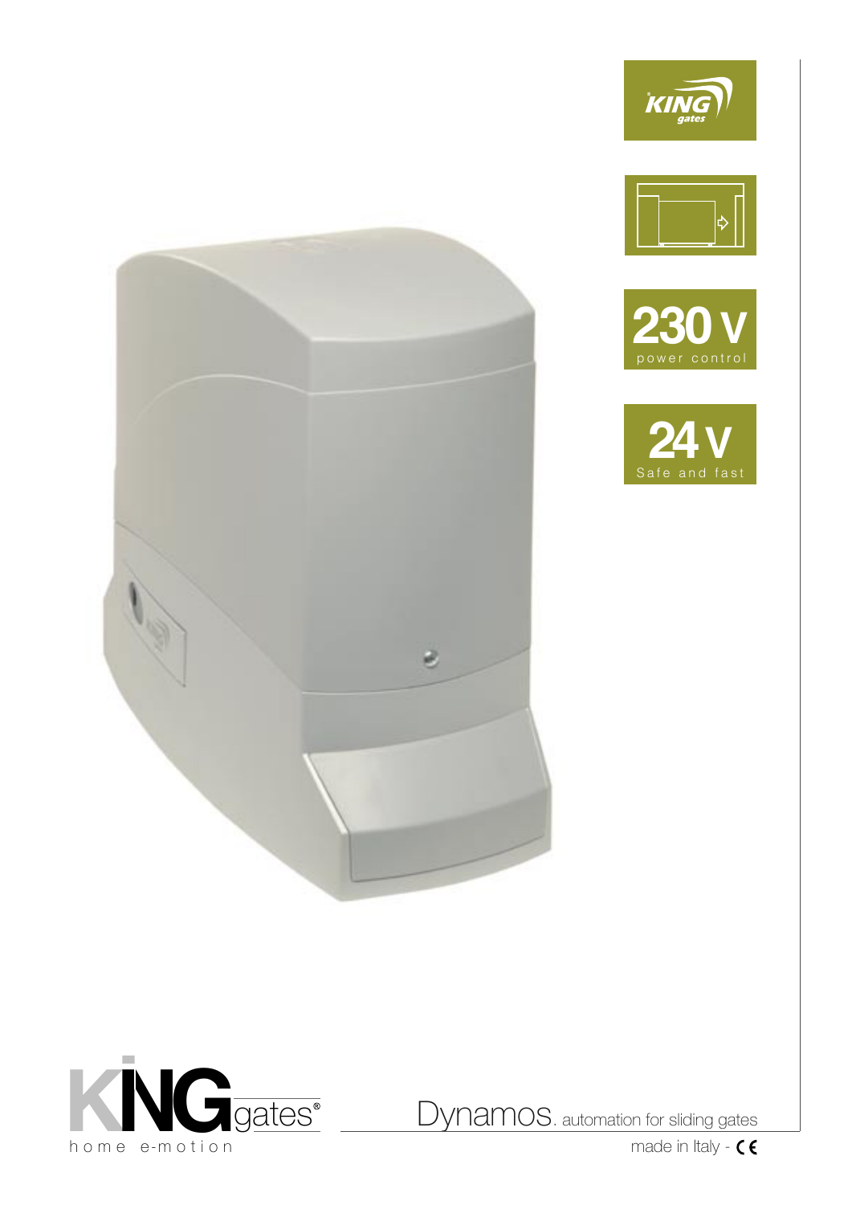KING gates

230 V
power control

24 V
Safe and fast

KING gates®
home e-motion

# Dynamos. automation for sliding gates

made in Italy - CE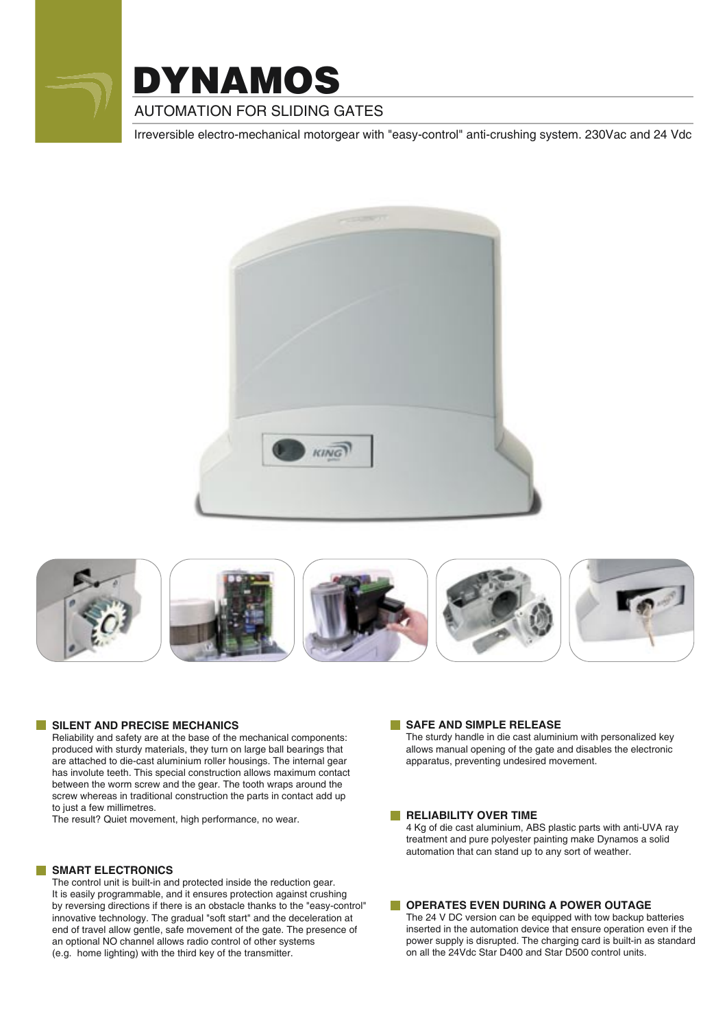# DYNAMOS

## AUTOMATION FOR SLIDING GATES

Irreversible electro-mechanical motorgear with "easy-control" anti-crushing system. 230Vac and 24 Vdc

### SILENT AND PRECISE MECHANICS

Reliability and safety are at the base of the mechanical components: produced with sturdy materials, they turn on large ball bearings that are attached to die-cast aluminium roller housings. The internal gear has involute teeth. This special construction allows maximum contact between the worm screw and the gear. The tooth wraps around the screw whereas in traditional construction the parts in contact add up to just a few millimetres.

The result? Quiet movement, high performance, no wear.

### SMART ELECTRONICS

The control unit is built-in and protected inside the reduction gear. It is easily programmable, and it ensures protection against crushing by reversing directions if there is an obstacle thanks to the "easy-control" innovative technology. The gradual "soft start" and the deceleration at end of travel allow gentle, safe movement of the gate. The presence of an optional NO channel allows radio control of other systems (e.g. home lighting) with the third key of the transmitter.

### SAFE AND SIMPLE RELEASE

The sturdy handle in die cast aluminium with personalized key allows manual opening of the gate and disables the electronic apparatus, preventing undesired movement.

### RELIABILITY OVER TIME

4 Kg of die cast aluminium, ABS plastic parts with anti-UVA ray treatment and pure polyester painting make Dynamos a solid automation that can stand up to any sort of weather.

### OPERATES EVEN DURING A POWER OUTAGE

The 24 V DC version can be equipped with tow backup batteries inserted in the automation device that ensure operation even if the power supply is disrupted. The charging card is built-in as standard on all the 24Vdc Star D400 and Star D500 control units.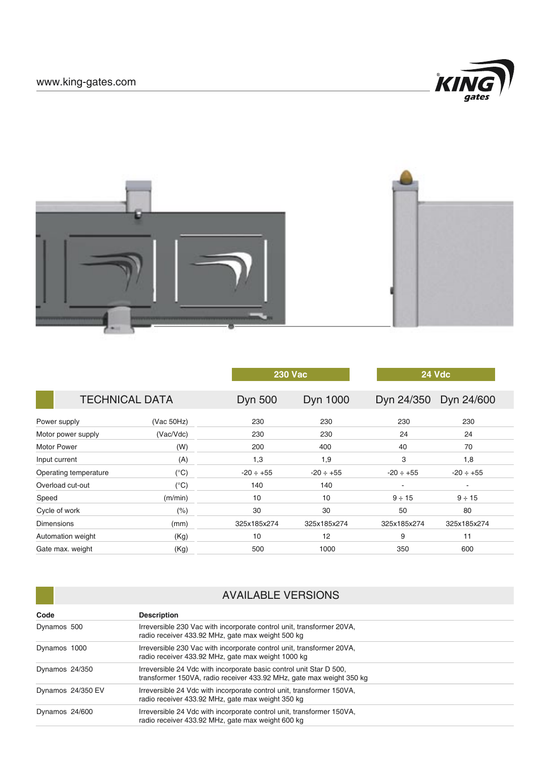www.king-gates.com

## TECHNICAL DATA

| | | 230 Vac | | 24 Vdc | |
|---|---|---|---|---|---|
| **TECHNICAL DATA** | | Dyn 500 | Dyn 1000 | Dyn 24/350 | Dyn 24/600 |
| Power supply | (Vac 50Hz) | 230 | 230 | 230 | 230 |
| Motor power supply | (Vac/Vdc) | 230 | 230 | 24 | 24 |
| Motor Power | (W) | 200 | 400 | 40 | 70 |
| Input current | (A) | 1,3 | 1,9 | 3 | 1,8 |
| Operating temperature | (°C) | -20 ÷ +55 | -20 ÷ +55 | -20 ÷ +55 | -20 ÷ +55 |
| Overload cut-out | (°C) | 140 | 140 | - | - |
| Speed | (m/min) | 10 | 10 | 9 ÷ 15 | 9 ÷ 15 |
| Cycle of work | (%) | 30 | 30 | 50 | 80 |
| Dimensions | (mm) | 325x185x274 | 325x185x274 | 325x185x274 | 325x185x274 |
| Automation weight | (Kg) | 10 | 12 | 9 | 11 |
| Gate max. weight | (Kg) | 500 | 1000 | 350 | 600 |

## AVAILABLE VERSIONS

| Code | Description |
|---|---|
| Dynamos 500 | Irreversible 230 Vac with incorporate control unit, transformer 20VA, radio receiver 433.92 MHz, gate max weight 500 kg |
| Dynamos 1000 | Irreversible 230 Vac with incorporate control unit, transformer 20VA, radio receiver 433.92 MHz, gate max weight 1000 kg |
| Dynamos 24/350 | Irreversible 24 Vdc with incorporate basic control unit Star D 500, transformer 150VA, radio receiver 433.92 MHz, gate max weight 350 kg |
| Dynamos 24/350 EV | Irreversible 24 Vdc with incorporate control unit, transformer 150VA, radio receiver 433.92 MHz, gate max weight 350 kg |
| Dynamos 24/600 | Irreversible 24 Vdc with incorporate control unit, transformer 150VA, radio receiver 433.92 MHz, gate max weight 600 kg |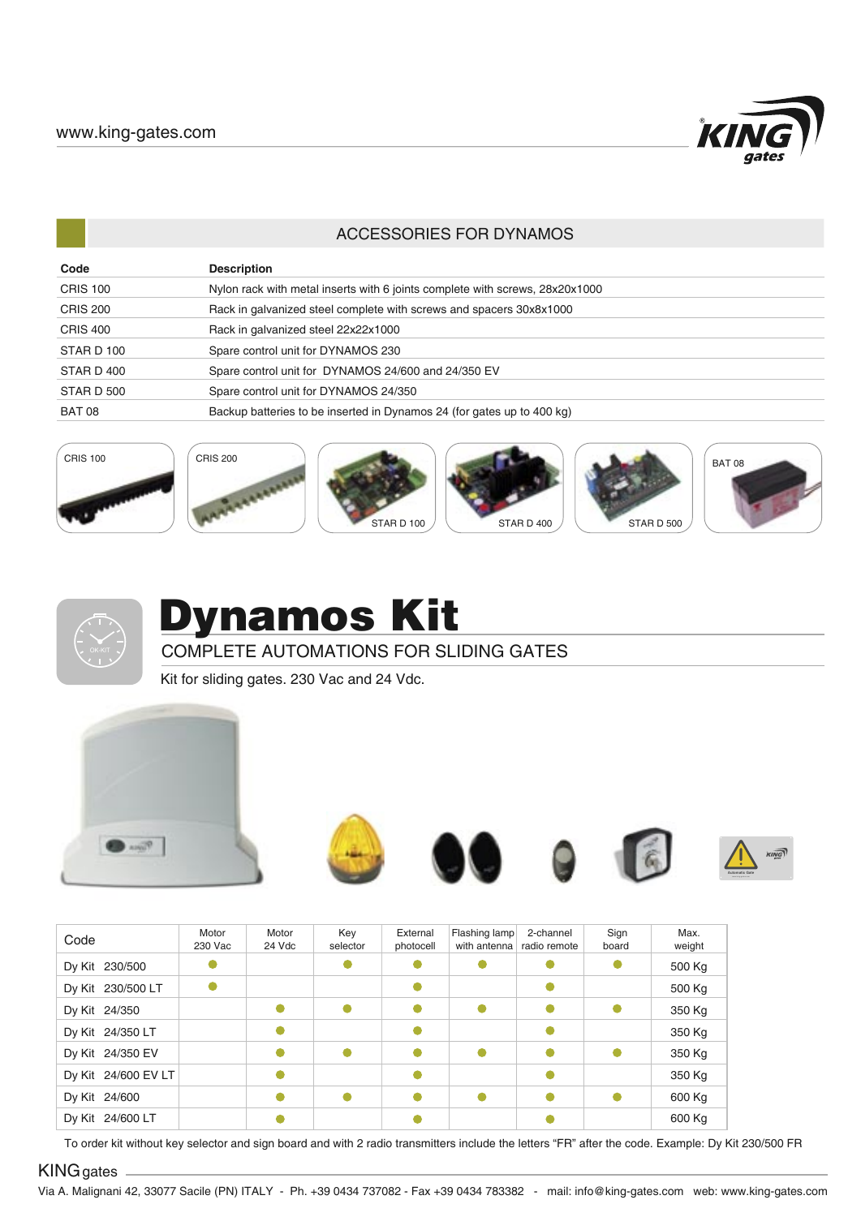## ACCESSORIES FOR DYNAMOS

| Code | Description |
|---|---|
| CRIS 100 | Nylon rack with metal inserts with 6 joints complete with screws, 28x20x1000 |
| CRIS 200 | Rack in galvanized steel complete with screws and spacers 30x8x1000 |
| CRIS 400 | Rack in galvanized steel 22x22x1000 |
| STAR D 100 | Spare control unit for DYNAMOS 230 |
| STAR D 400 | Spare control unit for DYNAMOS 24/600 and 24/350 EV |
| STAR D 500 | Spare control unit for DYNAMOS 24/350 |
| BAT 08 | Backup batteries to be inserted in Dynamos 24 (for gates up to 400 kg) |

CRIS 100

CRIS 200

STAR D 100

STAR D 400

STAR D 500

BAT 08

# Dynamos Kit

## COMPLETE AUTOMATIONS FOR SLIDING GATES

Kit for sliding gates. 230 Vac and 24 Vdc.

| Code | Motor 230 Vac | Motor 24 Vdc | Key selector | External photocell | Flashing lamp with antenna | 2-channel radio remote | Sign board | Max. weight |
|---|---|---|---|---|---|---|---|---|
| Dy Kit 230/500 | ● | | ● | ● | ● | ● | ● | 500 Kg |
| Dy Kit 230/500 LT | ● | | | ● | | ● | | 500 Kg |
| Dy Kit 24/350 | | ● | ● | ● | ● | ● | ● | 350 Kg |
| Dy Kit 24/350 LT | | ● | | ● | | ● | | 350 Kg |
| Dy Kit 24/350 EV | | ● | ● | ● | ● | ● | ● | 350 Kg |
| Dy Kit 24/600 EV LT | | ● | | ● | | ● | | 350 Kg |
| Dy Kit 24/600 | | ● | ● | ● | ● | ● | ● | 600 Kg |
| Dy Kit 24/600 LT | | ● | | ● | | ● | | 600 Kg |

To order kit without key selector and sign board and with 2 radio transmitters include the letters "FR" after the code. Example: Dy Kit 230/500 FR